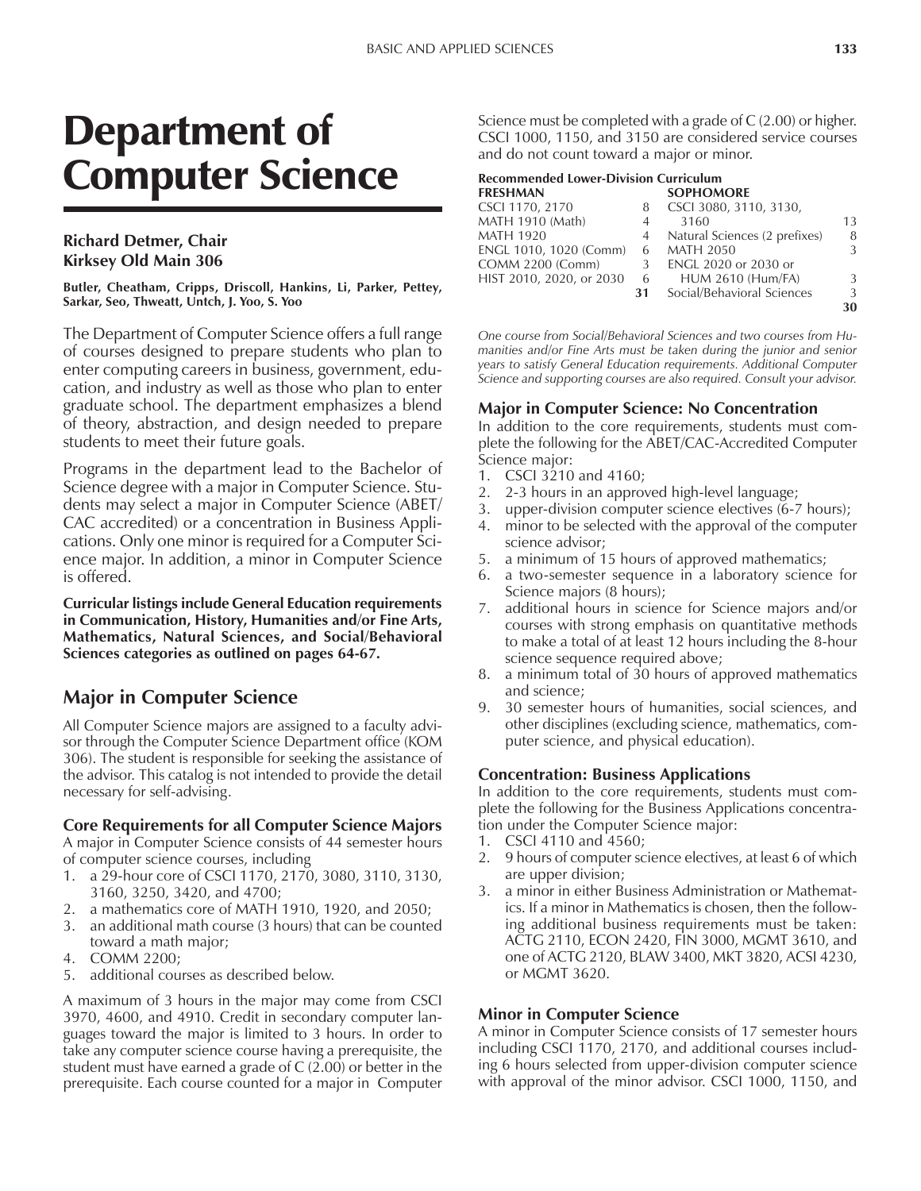# Department of Computer Science

**Richard Detmer, Chair**
**Kirksey Old Main 306**

**Butler, Cheatham, Cripps, Driscoll, Hankins, Li, Parker, Pettey, Sarkar, Seo, Thweatt, Untch, J. Yoo, S. Yoo**

The Department of Computer Science offers a full range of courses designed to prepare students who plan to enter computing careers in business, government, education, and industry as well as those who plan to enter graduate school. The department emphasizes a blend of theory, abstraction, and design needed to prepare students to meet their future goals.

Programs in the department lead to the Bachelor of Science degree with a major in Computer Science. Students may select a major in Computer Science (ABET/CAC accredited) or a concentration in Business Applications. Only one minor is required for a Computer Science major. In addition, a minor in Computer Science is offered.

**Curricular listings include General Education requirements in Communication, History, Humanities and/or Fine Arts, Mathematics, Natural Sciences, and Social/Behavioral Sciences categories as outlined on pages 64-67.**

## Major in Computer Science

All Computer Science majors are assigned to a faculty advisor through the Computer Science Department office (KOM 306). The student is responsible for seeking the assistance of the advisor. This catalog is not intended to provide the detail necessary for self-advising.

### Core Requirements for all Computer Science Majors

A major in Computer Science consists of 44 semester hours of computer science courses, including

1. a 29-hour core of CSCI 1170, 2170, 3080, 3110, 3130, 3160, 3250, 3420, and 4700;
2. a mathematics core of MATH 1910, 1920, and 2050;
3. an additional math course (3 hours) that can be counted toward a math major;
4. COMM 2200;
5. additional courses as described below.

A maximum of 3 hours in the major may come from CSCI 3970, 4600, and 4910. Credit in secondary computer languages toward the major is limited to 3 hours. In order to take any computer science course having a prerequisite, the student must have earned a grade of C (2.00) or better in the prerequisite. Each course counted for a major in Computer Science must be completed with a grade of C (2.00) or higher. CSCI 1000, 1150, and 3150 are considered service courses and do not count toward a major or minor.

**Recommended Lower-Division Curriculum**

| FRESHMAN | | SOPHOMORE | |
|---|---|---|---|
| CSCI 1170, 2170 | 8 | CSCI 3080, 3110, 3130, 3160 | 13 |
| MATH 1910 (Math) | 4 | Natural Sciences (2 prefixes) | 8 |
| MATH 1920 | 4 | MATH 2050 | 3 |
| ENGL 1010, 1020 (Comm) | 6 | ENGL 2020 or 2030 or HUM 2610 (Hum/FA) | 3 |
| COMM 2200 (Comm) | 3 | Social/Behavioral Sciences | 3 |
| HIST 2010, 2020, or 2030 | 6 | | **30** |
| | **31** | | |

*One course from Social/Behavioral Sciences and two courses from Humanities and/or Fine Arts must be taken during the junior and senior years to satisfy General Education requirements. Additional Computer Science and supporting courses are also required. Consult your advisor.*

### Major in Computer Science: No Concentration

In addition to the core requirements, students must complete the following for the ABET/CAC-Accredited Computer Science major:

1. CSCI 3210 and 4160;
2. 2-3 hours in an approved high-level language;
3. upper-division computer science electives (6-7 hours);
4. minor to be selected with the approval of the computer science advisor;
5. a minimum of 15 hours of approved mathematics;
6. a two-semester sequence in a laboratory science for Science majors (8 hours);
7. additional hours in science for Science majors and/or courses with strong emphasis on quantitative methods to make a total of at least 12 hours including the 8-hour science sequence required above;
8. a minimum total of 30 hours of approved mathematics and science;
9. 30 semester hours of humanities, social sciences, and other disciplines (excluding science, mathematics, computer science, and physical education).

### Concentration: Business Applications

In addition to the core requirements, students must complete the following for the Business Applications concentration under the Computer Science major:

1. CSCI 4110 and 4560;
2. 9 hours of computer science electives, at least 6 of which are upper division;
3. a minor in either Business Administration or Mathematics. If a minor in Mathematics is chosen, then the following additional business requirements must be taken: ACTG 2110, ECON 2420, FIN 3000, MGMT 3610, and one of ACTG 2120, BLAW 3400, MKT 3820, ACSI 4230, or MGMT 3620.

### Minor in Computer Science

A minor in Computer Science consists of 17 semester hours including CSCI 1170, 2170, and additional courses including 6 hours selected from upper-division computer science with approval of the minor advisor. CSCI 1000, 1150, and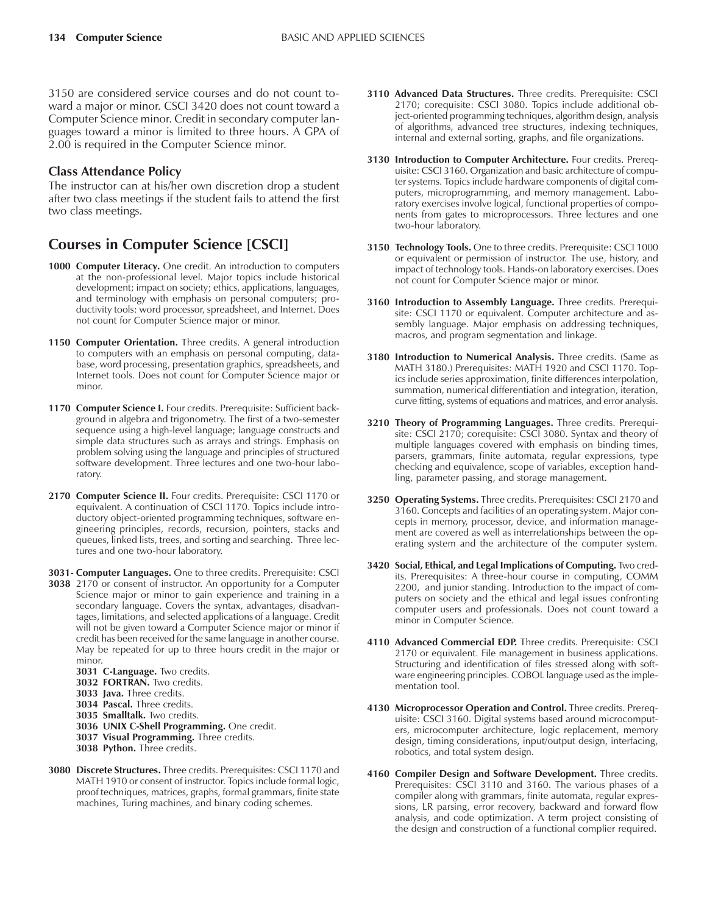3150 are considered service courses and do not count toward a major or minor. CSCI 3420 does not count toward a Computer Science minor. Credit in secondary computer languages toward a minor is limited to three hours. A GPA of 2.00 is required in the Computer Science minor.

### Class Attendance Policy

The instructor can at his/her own discretion drop a student after two class meetings if the student fails to attend the first two class meetings.

## Courses in Computer Science [CSCI]

**1000 Computer Literacy.** One credit. An introduction to computers at the non-professional level. Major topics include historical development; impact on society; ethics, applications, languages, and terminology with emphasis on personal computers; productivity tools: word processor, spreadsheet, and Internet. Does not count for Computer Science major or minor.

**1150 Computer Orientation.** Three credits. A general introduction to computers with an emphasis on personal computing, database, word processing, presentation graphics, spreadsheets, and Internet tools. Does not count for Computer Science major or minor.

**1170 Computer Science I.** Four credits. Prerequisite: Sufficient background in algebra and trigonometry. The first of a two-semester sequence using a high-level language; language constructs and simple data structures such as arrays and strings. Emphasis on problem solving using the language and principles of structured software development. Three lectures and one two-hour laboratory.

**2170 Computer Science II.** Four credits. Prerequisite: CSCI 1170 or equivalent. A continuation of CSCI 1170. Topics include introductory object-oriented programming techniques, software engineering principles, records, recursion, pointers, stacks and queues, linked lists, trees, and sorting and searching. Three lectures and one two-hour laboratory.

**3031- 3038 Computer Languages.** One to three credits. Prerequisite: CSCI 2170 or consent of instructor. An opportunity for a Computer Science major or minor to gain experience and training in a secondary language. Covers the syntax, advantages, disadvantages, limitations, and selected applications of a language. Credit will not be given toward a Computer Science major or minor if credit has been received for the same language in another course. May be repeated for up to three hours credit in the major or minor.

- **3031 C-Language.** Two credits.
- **3032 FORTRAN.** Two credits.
- **3033 Java.** Three credits.
- **3034 Pascal.** Three credits.
- **3035 Smalltalk.** Two credits.
- **3036 UNIX C-Shell Programming.** One credit.
- **3037 Visual Programming.** Three credits.
- **3038 Python.** Three credits.

**3080 Discrete Structures.** Three credits. Prerequisites: CSCI 1170 and MATH 1910 or consent of instructor. Topics include formal logic, proof techniques, matrices, graphs, formal grammars, finite state machines, Turing machines, and binary coding schemes.

**3110 Advanced Data Structures.** Three credits. Prerequisite: CSCI 2170; corequisite: CSCI 3080. Topics include additional object-oriented programming techniques, algorithm design, analysis of algorithms, advanced tree structures, indexing techniques, internal and external sorting, graphs, and file organizations.

**3130 Introduction to Computer Architecture.** Four credits. Prerequisite: CSCI 3160. Organization and basic architecture of computer systems. Topics include hardware components of digital computers, microprogramming, and memory management. Laboratory exercises involve logical, functional properties of components from gates to microprocessors. Three lectures and one two-hour laboratory.

**3150 Technology Tools.** One to three credits. Prerequisite: CSCI 1000 or equivalent or permission of instructor. The use, history, and impact of technology tools. Hands-on laboratory exercises. Does not count for Computer Science major or minor.

**3160 Introduction to Assembly Language.** Three credits. Prerequisite: CSCI 1170 or equivalent. Computer architecture and assembly language. Major emphasis on addressing techniques, macros, and program segmentation and linkage.

**3180 Introduction to Numerical Analysis.** Three credits. (Same as MATH 3180.) Prerequisites: MATH 1920 and CSCI 1170. Topics include series approximation, finite differences interpolation, summation, numerical differentiation and integration, iteration, curve fitting, systems of equations and matrices, and error analysis.

**3210 Theory of Programming Languages.** Three credits. Prerequisite: CSCI 2170; corequisite: CSCI 3080. Syntax and theory of multiple languages covered with emphasis on binding times, parsers, grammars, finite automata, regular expressions, type checking and equivalence, scope of variables, exception handling, parameter passing, and storage management.

**3250 Operating Systems.** Three credits. Prerequisites: CSCI 2170 and 3160. Concepts and facilities of an operating system. Major concepts in memory, processor, device, and information management are covered as well as interrelationships between the operating system and the architecture of the computer system.

**3420 Social, Ethical, and Legal Implications of Computing.** Two credits. Prerequisites: A three-hour course in computing, COMM 2200, and junior standing. Introduction to the impact of computers on society and the ethical and legal issues confronting computer users and professionals. Does not count toward a minor in Computer Science.

**4110 Advanced Commercial EDP.** Three credits. Prerequisite: CSCI 2170 or equivalent. File management in business applications. Structuring and identification of files stressed along with software engineering principles. COBOL language used as the implementation tool.

**4130 Microprocessor Operation and Control.** Three credits. Prerequisite: CSCI 3160. Digital systems based around microcomputers, microcomputer architecture, logic replacement, memory design, timing considerations, input/output design, interfacing, robotics, and total system design.

**4160 Compiler Design and Software Development.** Three credits. Prerequisites: CSCI 3110 and 3160. The various phases of a compiler along with grammars, finite automata, regular expressions, LR parsing, error recovery, backward and forward flow analysis, and code optimization. A term project consisting of the design and construction of a functional complier required.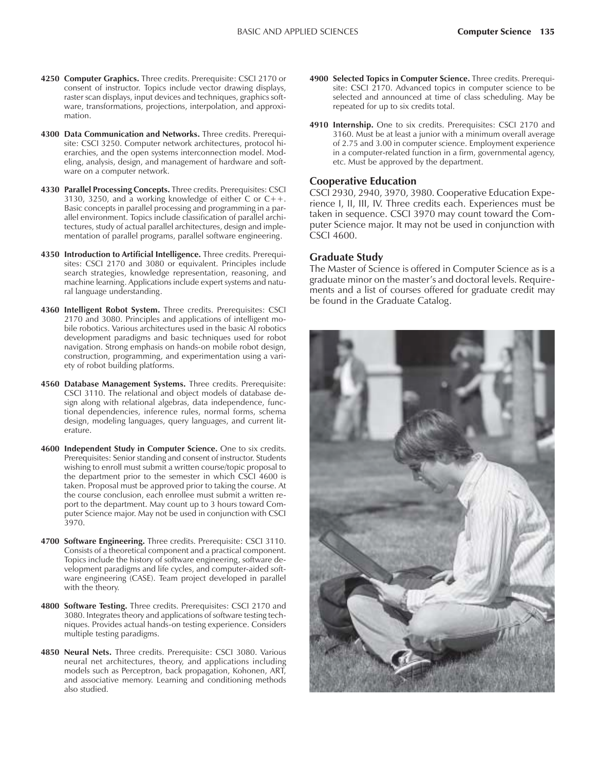**4250 Computer Graphics.** Three credits. Prerequisite: CSCI 2170 or consent of instructor. Topics include vector drawing displays, raster scan displays, input devices and techniques, graphics software, transformations, projections, interpolation, and approximation.

**4300 Data Communication and Networks.** Three credits. Prerequisite: CSCI 3250. Computer network architectures, protocol hierarchies, and the open systems interconnection model. Modeling, analysis, design, and management of hardware and software on a computer network.

**4330 Parallel Processing Concepts.** Three credits. Prerequisites: CSCI 3130, 3250, and a working knowledge of either C or C++. Basic concepts in parallel processing and programming in a parallel environment. Topics include classification of parallel architectures, study of actual parallel architectures, design and implementation of parallel programs, parallel software engineering.

**4350 Introduction to Artificial Intelligence.** Three credits. Prerequisites: CSCI 2170 and 3080 or equivalent. Principles include search strategies, knowledge representation, reasoning, and machine learning. Applications include expert systems and natural language understanding.

**4360 Intelligent Robot System.** Three credits. Prerequisites: CSCI 2170 and 3080. Principles and applications of intelligent mobile robotics. Various architectures used in the basic AI robotics development paradigms and basic techniques used for robot navigation. Strong emphasis on hands-on mobile robot design, construction, programming, and experimentation using a variety of robot building platforms.

**4560 Database Management Systems.** Three credits. Prerequisite: CSCI 3110. The relational and object models of database design along with relational algebras, data independence, functional dependencies, inference rules, normal forms, schema design, modeling languages, query languages, and current literature.

**4600 Independent Study in Computer Science.** One to six credits. Prerequisites: Senior standing and consent of instructor. Students wishing to enroll must submit a written course/topic proposal to the department prior to the semester in which CSCI 4600 is taken. Proposal must be approved prior to taking the course. At the course conclusion, each enrollee must submit a written report to the department. May count up to 3 hours toward Computer Science major. May not be used in conjunction with CSCI 3970.

**4700 Software Engineering.** Three credits. Prerequisite: CSCI 3110. Consists of a theoretical component and a practical component. Topics include the history of software engineering, software development paradigms and life cycles, and computer-aided software engineering (CASE). Team project developed in parallel with the theory.

**4800 Software Testing.** Three credits. Prerequisites: CSCI 2170 and 3080. Integrates theory and applications of software testing techniques. Provides actual hands-on testing experience. Considers multiple testing paradigms.

**4850 Neural Nets.** Three credits. Prerequisite: CSCI 3080. Various neural net architectures, theory, and applications including models such as Perceptron, back propagation, Kohonen, ART, and associative memory. Learning and conditioning methods also studied.

**4900 Selected Topics in Computer Science.** Three credits. Prerequisite: CSCI 2170. Advanced topics in computer science to be selected and announced at time of class scheduling. May be repeated for up to six credits total.

**4910 Internship.** One to six credits. Prerequisites: CSCI 2170 and 3160. Must be at least a junior with a minimum overall average of 2.75 and 3.00 in computer science. Employment experience in a computer-related function in a firm, governmental agency, etc. Must be approved by the department.

## Cooperative Education

CSCI 2930, 2940, 3970, 3980. Cooperative Education Experience I, II, III, IV. Three credits each. Experiences must be taken in sequence. CSCI 3970 may count toward the Computer Science major. It may not be used in conjunction with CSCI 4600.

## Graduate Study

The Master of Science is offered in Computer Science as is a graduate minor on the master's and doctoral levels. Requirements and a list of courses offered for graduate credit may be found in the Graduate Catalog.